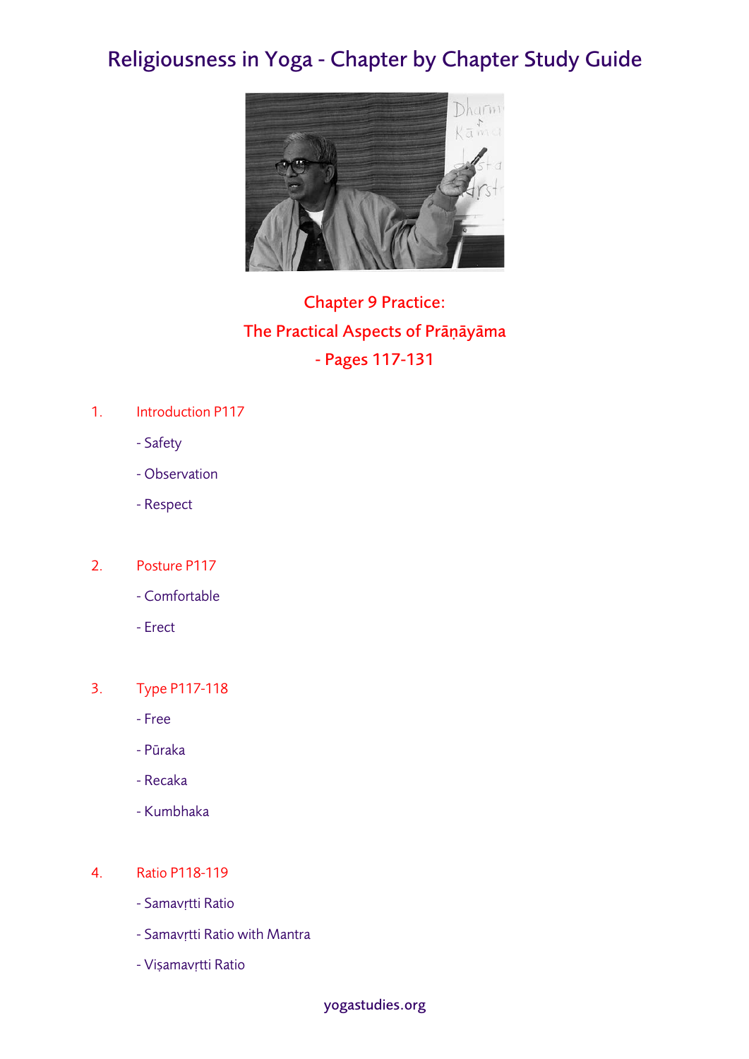# Religiousness in Yoga - Chapter by Chapter Study Guide

## Chapter 9 Practice:
## The Practical Aspects of Prāṇāyāma
## - Pages 117-131

1. Introduction P117
   - Safety
   - Observation
   - Respect

2. Posture P117
   - Comfortable
   - Erect

3. Type P117-118
   - Free
   - Pūraka
   - Recaka
   - Kumbhaka

4. Ratio P118-119
   - Samavṛtti Ratio
   - Samavṛtti Ratio with Mantra
   - Viṣamavṛtti Ratio

yogastudies.org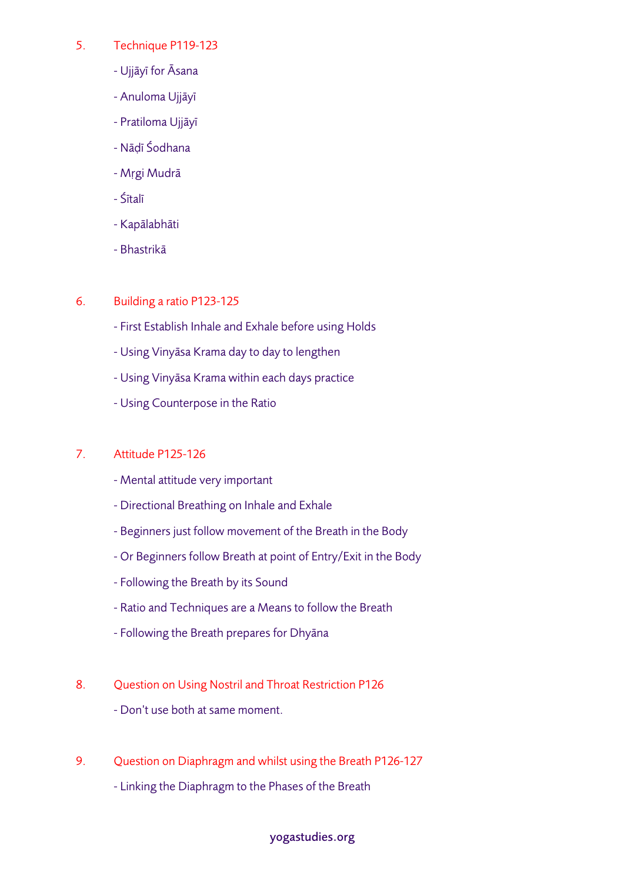5. Technique P119-123

   - Ujjāyī for Āsana
   - Anuloma Ujjāyī
   - Pratiloma Ujjāyī
   - Nāḍī Śodhana
   - Mṛgi Mudrā
   - Śītalī
   - Kapālabhāti
   - Bhastrikā

6. Building a ratio P123-125

   - First Establish Inhale and Exhale before using Holds
   - Using Vinyāsa Krama day to day to lengthen
   - Using Vinyāsa Krama within each days practice
   - Using Counterpose in the Ratio

7. Attitude P125-126

   - Mental attitude very important
   - Directional Breathing on Inhale and Exhale
   - Beginners just follow movement of the Breath in the Body
   - Or Beginners follow Breath at point of Entry/Exit in the Body
   - Following the Breath by its Sound
   - Ratio and Techniques are a Means to follow the Breath
   - Following the Breath prepares for Dhyāna

8. Question on Using Nostril and Throat Restriction P126

   - Don't use both at same moment.

9. Question on Diaphragm and whilst using the Breath P126-127

   - Linking the Diaphragm to the Phases of the Breath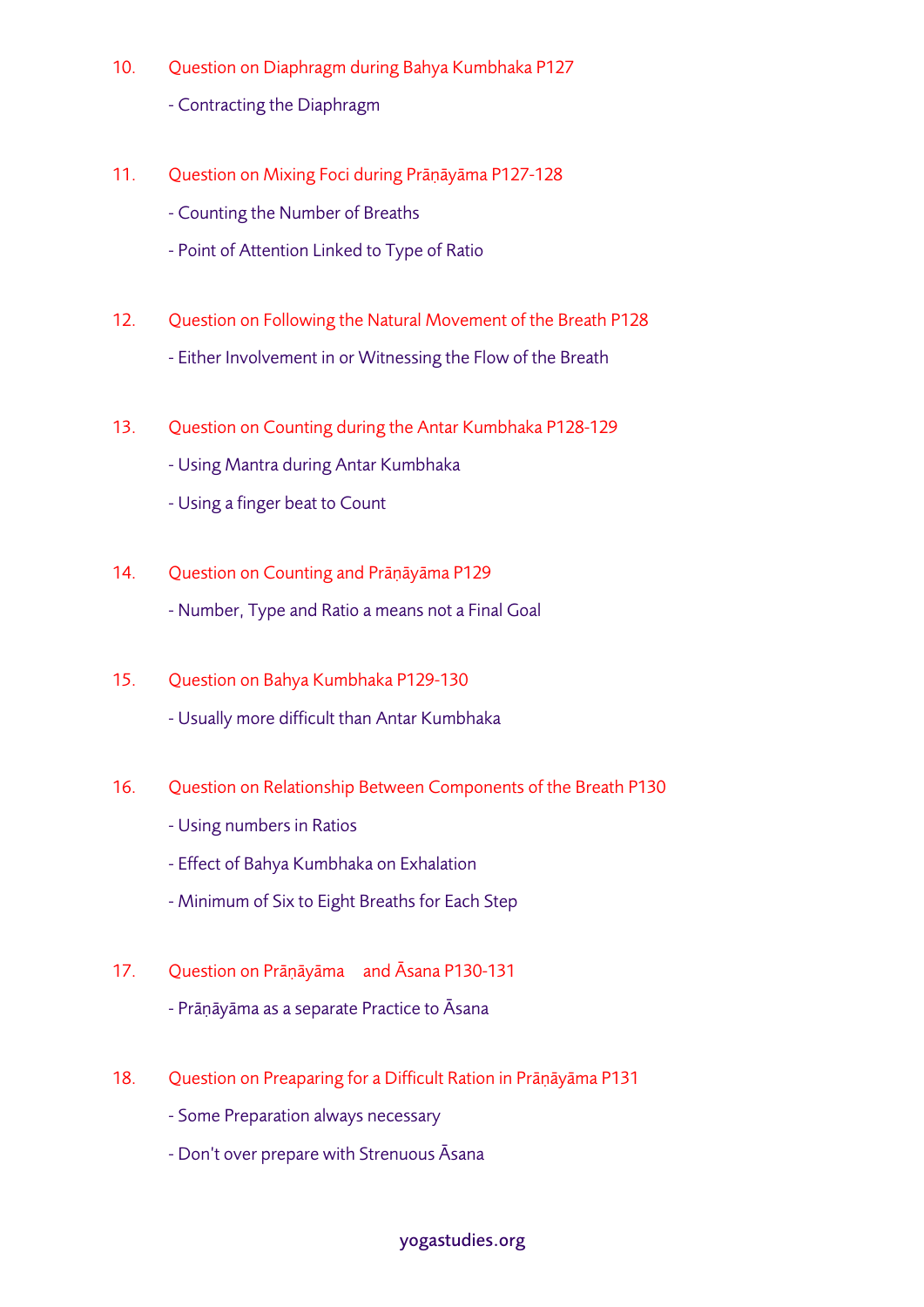10. Question on Diaphragm during Bahya Kumbhaka P127

    - Contracting the Diaphragm

11. Question on Mixing Foci during Prāṇāyāma P127-128

    - Counting the Number of Breaths
    - Point of Attention Linked to Type of Ratio

12. Question on Following the Natural Movement of the Breath P128

    - Either Involvement in or Witnessing the Flow of the Breath

13. Question on Counting during the Antar Kumbhaka P128-129

    - Using Mantra during Antar Kumbhaka
    - Using a finger beat to Count

14. Question on Counting and Prāṇāyāma P129

    - Number, Type and Ratio a means not a Final Goal

15. Question on Bahya Kumbhaka P129-130

    - Usually more difficult than Antar Kumbhaka

16. Question on Relationship Between Components of the Breath P130

    - Using numbers in Ratios
    - Effect of Bahya Kumbhaka on Exhalation
    - Minimum of Six to Eight Breaths for Each Step

17. Question on Prāṇāyāma and Āsana P130-131

    - Prāṇāyāma as a separate Practice to Āsana

18. Question on Preaparing for a Difficult Ration in Prāṇāyāma P131

    - Some Preparation always necessary
    - Don't over prepare with Strenuous Āsana

yogastudies.org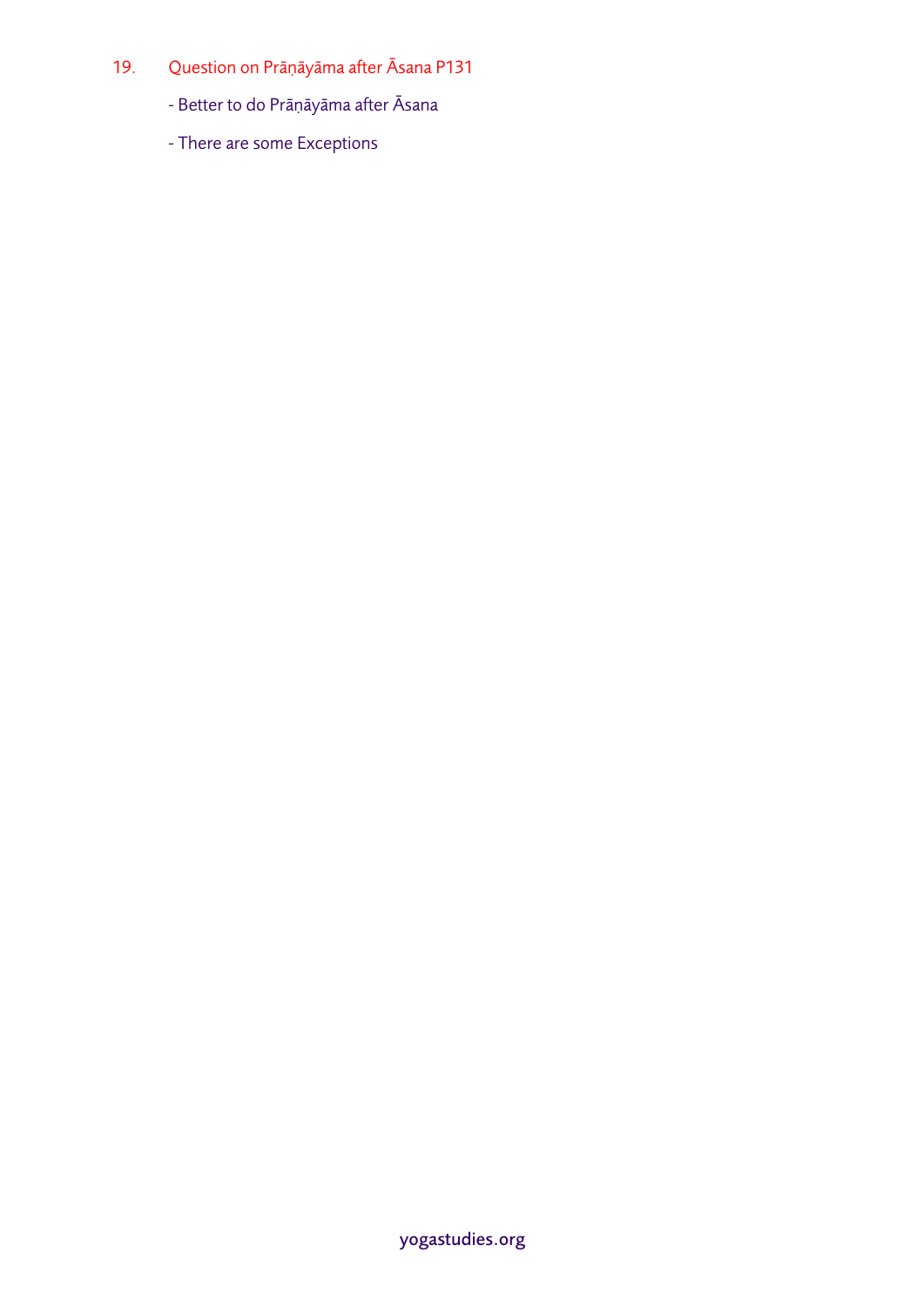19. Question on Prāṇāyāma after Āsana P131

   - Better to do Prāṇāyāma after Āsana

   - There are some Exceptions